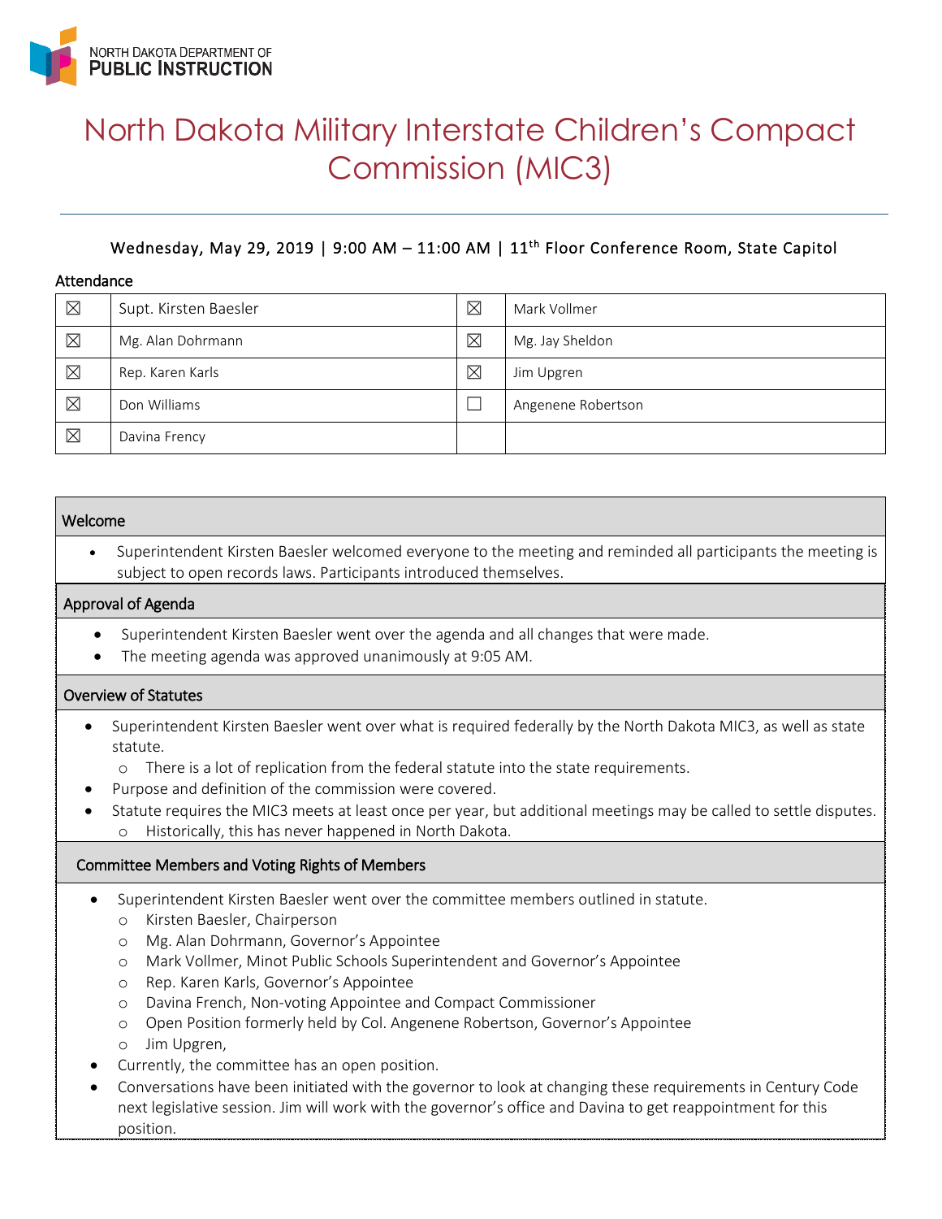NORTH DAKOTA DEPARTMENT OF
**PUBLIC INSTRUCTION**

# North Dakota Military Interstate Children's Compact Commission (MIC3)

Wednesday, May 29, 2019 | 9:00 AM – 11:00 AM | 11th Floor Conference Room, State Capitol

### Attendance

| | | | |
|---|---|---|---|
| ☒ | Supt. Kirsten Baesler | ☒ | Mark Vollmer |
| ☒ | Mg. Alan Dohrmann | ☒ | Mg. Jay Sheldon |
| ☒ | Rep. Karen Karls | ☒ | Jim Upgren |
| ☒ | Don Williams | ☐ | Angenene Robertson |
| ☒ | Davina Frency | | |

### Welcome

- Superintendent Kirsten Baesler welcomed everyone to the meeting and reminded all participants the meeting is subject to open records laws. Participants introduced themselves.

### Approval of Agenda

- Superintendent Kirsten Baesler went over the agenda and all changes that were made.
- The meeting agenda was approved unanimously at 9:05 AM.

### Overview of Statutes

- Superintendent Kirsten Baesler went over what is required federally by the North Dakota MIC3, as well as state statute.
  - There is a lot of replication from the federal statute into the state requirements.
- Purpose and definition of the commission were covered.
- Statute requires the MIC3 meets at least once per year, but additional meetings may be called to settle disputes.
  - Historically, this has never happened in North Dakota.

### Committee Members and Voting Rights of Members

- Superintendent Kirsten Baesler went over the committee members outlined in statute.
  - Kirsten Baesler, Chairperson
  - Mg. Alan Dohrmann, Governor's Appointee
  - Mark Vollmer, Minot Public Schools Superintendent and Governor's Appointee
  - Rep. Karen Karls, Governor's Appointee
  - Davina French, Non-voting Appointee and Compact Commissioner
  - Open Position formerly held by Col. Angenene Robertson, Governor's Appointee
  - Jim Upgren,
- Currently, the committee has an open position.
- Conversations have been initiated with the governor to look at changing these requirements in Century Code next legislative session. Jim will work with the governor's office and Davina to get reappointment for this position.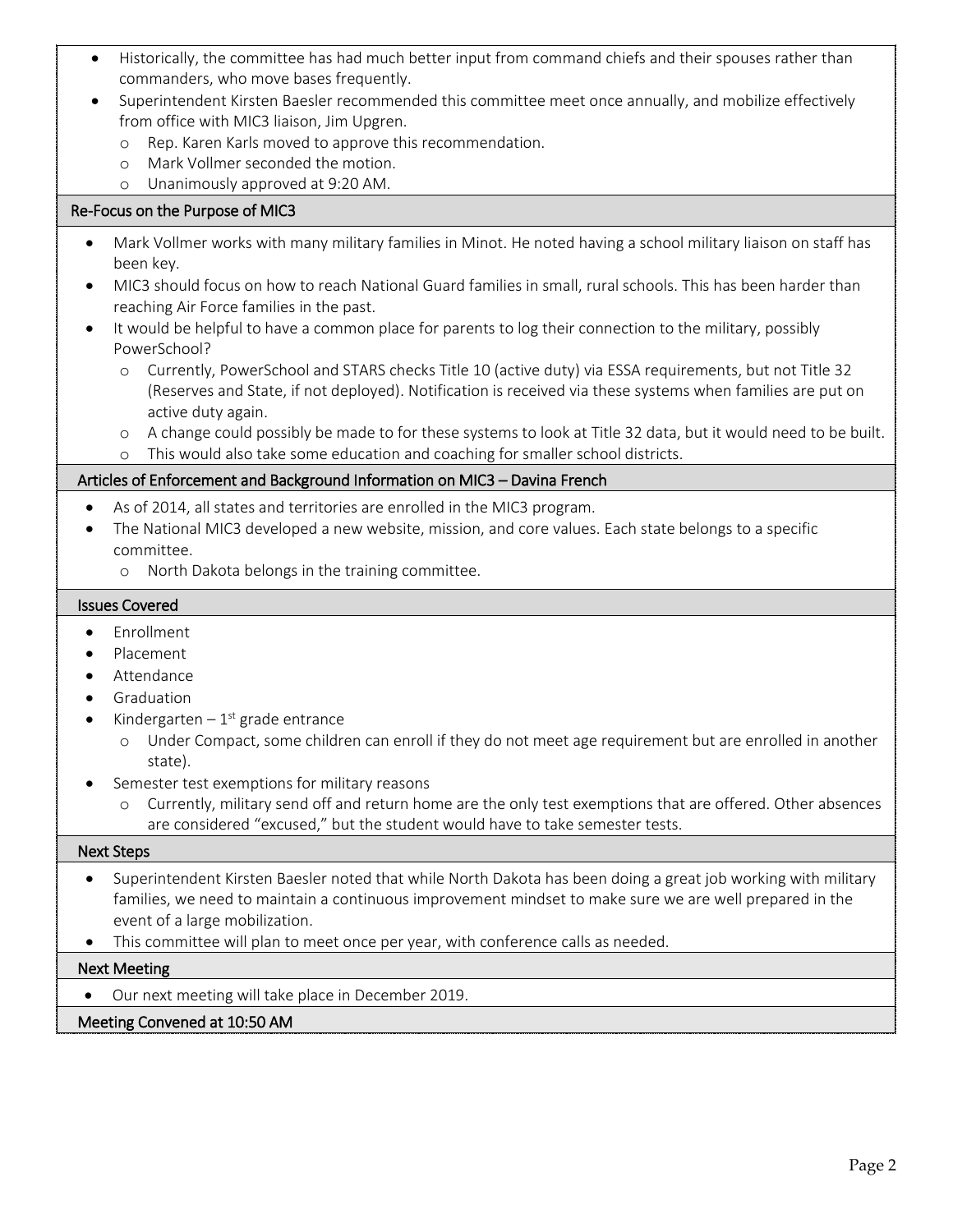- Historically, the committee has had much better input from command chiefs and their spouses rather than commanders, who move bases frequently.
- Superintendent Kirsten Baesler recommended this committee meet once annually, and mobilize effectively from office with MIC3 liaison, Jim Upgren.
  - Rep. Karen Karls moved to approve this recommendation.
  - Mark Vollmer seconded the motion.
  - Unanimously approved at 9:20 AM.

## Re-Focus on the Purpose of MIC3

- Mark Vollmer works with many military families in Minot. He noted having a school military liaison on staff has been key.
- MIC3 should focus on how to reach National Guard families in small, rural schools. This has been harder than reaching Air Force families in the past.
- It would be helpful to have a common place for parents to log their connection to the military, possibly PowerSchool?
  - Currently, PowerSchool and STARS checks Title 10 (active duty) via ESSA requirements, but not Title 32 (Reserves and State, if not deployed). Notification is received via these systems when families are put on active duty again.
  - A change could possibly be made to for these systems to look at Title 32 data, but it would need to be built.
  - This would also take some education and coaching for smaller school districts.

## Articles of Enforcement and Background Information on MIC3 – Davina French

- As of 2014, all states and territories are enrolled in the MIC3 program.
- The National MIC3 developed a new website, mission, and core values. Each state belongs to a specific committee.
  - North Dakota belongs in the training committee.

## Issues Covered

- Enrollment
- Placement
- Attendance
- Graduation
- Kindergarten – 1st grade entrance
  - Under Compact, some children can enroll if they do not meet age requirement but are enrolled in another state).
- Semester test exemptions for military reasons
  - Currently, military send off and return home are the only test exemptions that are offered. Other absences are considered "excused," but the student would have to take semester tests.

## Next Steps

- Superintendent Kirsten Baesler noted that while North Dakota has been doing a great job working with military families, we need to maintain a continuous improvement mindset to make sure we are well prepared in the event of a large mobilization.
- This committee will plan to meet once per year, with conference calls as needed.

## Next Meeting

- Our next meeting will take place in December 2019.

## Meeting Convened at 10:50 AM